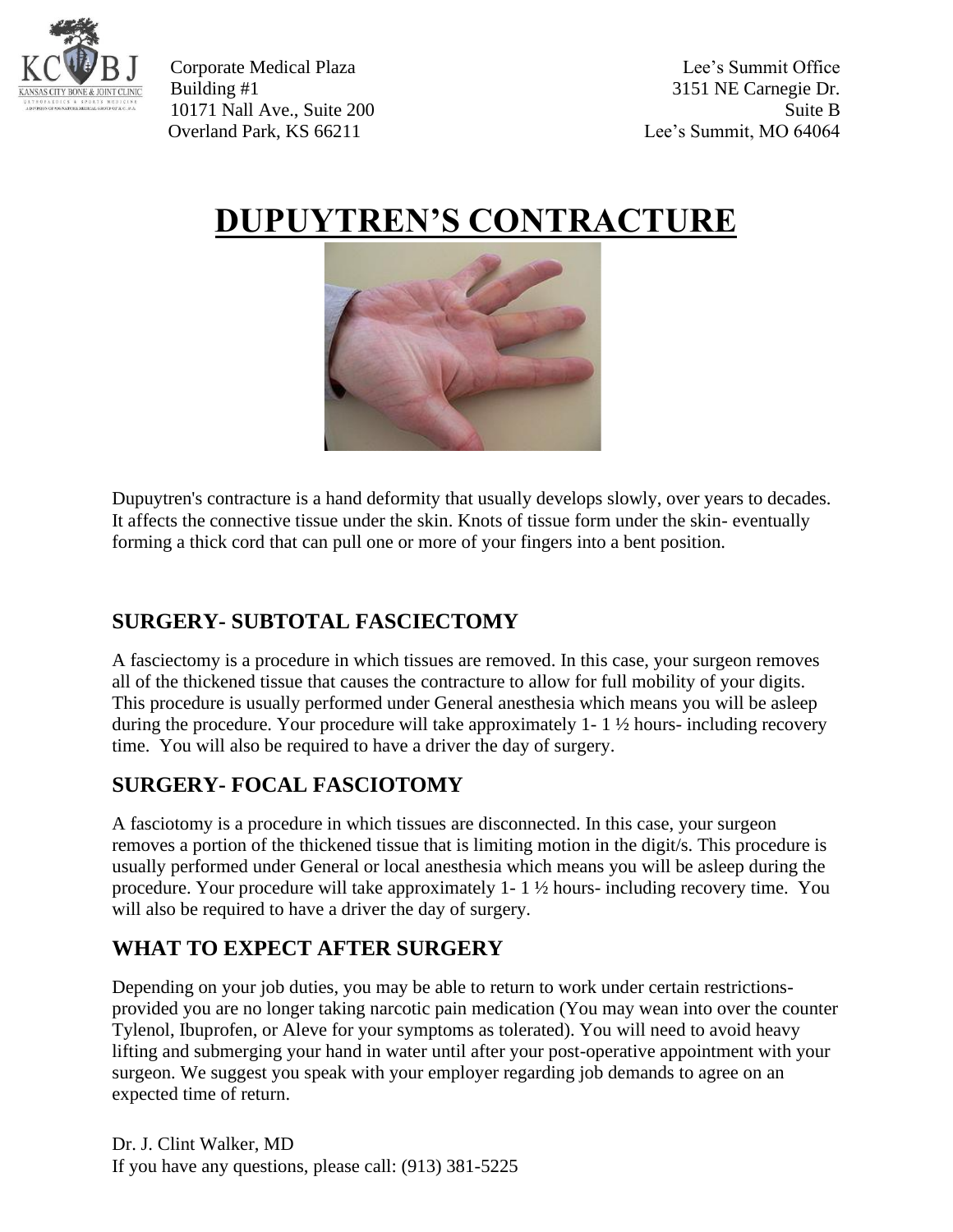Corporate Medical Plaza
Building #1
10171 Nall Ave., Suite 200
Overland Park, KS 66211

Lee's Summit Office
3151 NE Carnegie Dr.
Suite B
Lee's Summit, MO 64064

# DUPUYTREN'S CONTRACTURE

Dupuytren's contracture is a hand deformity that usually develops slowly, over years to decades. It affects the connective tissue under the skin. Knots of tissue form under the skin- eventually forming a thick cord that can pull one or more of your fingers into a bent position.

## SURGERY- SUBTOTAL FASCIECTOMY

A fasciectomy is a procedure in which tissues are removed. In this case, your surgeon removes all of the thickened tissue that causes the contracture to allow for full mobility of your digits. This procedure is usually performed under General anesthesia which means you will be asleep during the procedure. Your procedure will take approximately 1- 1 ½ hours- including recovery time. You will also be required to have a driver the day of surgery.

## SURGERY- FOCAL FASCIOTOMY

A fasciotomy is a procedure in which tissues are disconnected. In this case, your surgeon removes a portion of the thickened tissue that is limiting motion in the digit/s. This procedure is usually performed under General or local anesthesia which means you will be asleep during the procedure. Your procedure will take approximately 1- 1 ½ hours- including recovery time. You will also be required to have a driver the day of surgery.

## WHAT TO EXPECT AFTER SURGERY

Depending on your job duties, you may be able to return to work under certain restrictions- provided you are no longer taking narcotic pain medication (You may wean into over the counter Tylenol, Ibuprofen, or Aleve for your symptoms as tolerated). You will need to avoid heavy lifting and submerging your hand in water until after your post-operative appointment with your surgeon. We suggest you speak with your employer regarding job demands to agree on an expected time of return.

Dr. J. Clint Walker, MD
If you have any questions, please call: (913) 381-5225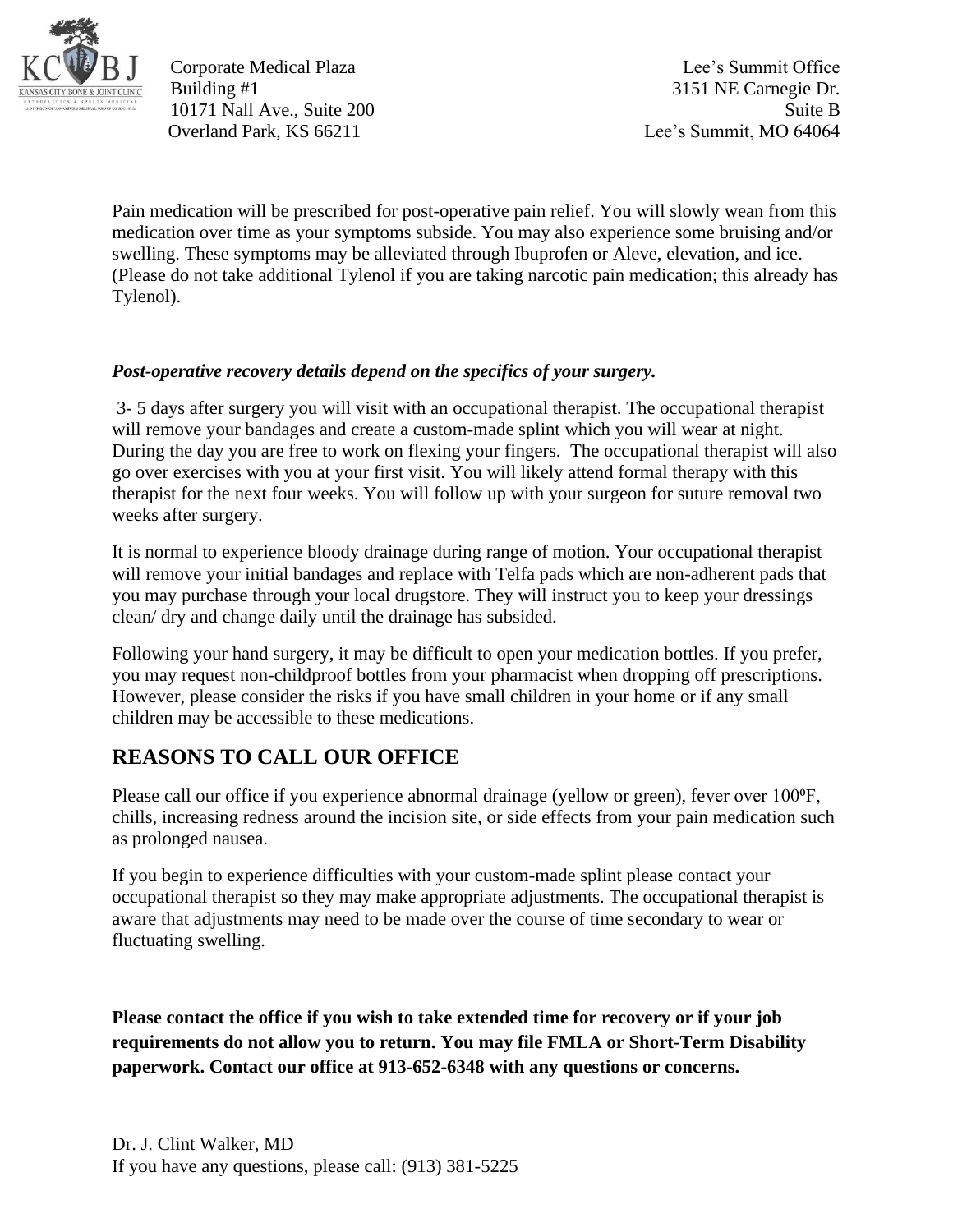Corporate Medical Plaza
Building #1
10171 Nall Ave., Suite 200
Overland Park, KS 66211

Lee's Summit Office
3151 NE Carnegie Dr.
Suite B
Lee's Summit, MO 64064

Pain medication will be prescribed for post-operative pain relief. You will slowly wean from this medication over time as your symptoms subside. You may also experience some bruising and/or swelling. These symptoms may be alleviated through Ibuprofen or Aleve, elevation, and ice. (Please do not take additional Tylenol if you are taking narcotic pain medication; this already has Tylenol).

***Post-operative recovery details depend on the specifics of your surgery.***

3- 5 days after surgery you will visit with an occupational therapist. The occupational therapist will remove your bandages and create a custom-made splint which you will wear at night. During the day you are free to work on flexing your fingers. The occupational therapist will also go over exercises with you at your first visit. You will likely attend formal therapy with this therapist for the next four weeks. You will follow up with your surgeon for suture removal two weeks after surgery.

It is normal to experience bloody drainage during range of motion. Your occupational therapist will remove your initial bandages and replace with Telfa pads which are non-adherent pads that you may purchase through your local drugstore. They will instruct you to keep your dressings clean/ dry and change daily until the drainage has subsided.

Following your hand surgery, it may be difficult to open your medication bottles. If you prefer, you may request non-childproof bottles from your pharmacist when dropping off prescriptions. However, please consider the risks if you have small children in your home or if any small children may be accessible to these medications.

## REASONS TO CALL OUR OFFICE

Please call our office if you experience abnormal drainage (yellow or green), fever over 100ºF, chills, increasing redness around the incision site, or side effects from your pain medication such as prolonged nausea.

If you begin to experience difficulties with your custom-made splint please contact your occupational therapist so they may make appropriate adjustments. The occupational therapist is aware that adjustments may need to be made over the course of time secondary to wear or fluctuating swelling.

**Please contact the office if you wish to take extended time for recovery or if your job requirements do not allow you to return. You may file FMLA or Short-Term Disability paperwork. Contact our office at 913-652-6348 with any questions or concerns.**

Dr. J. Clint Walker, MD
If you have any questions, please call: (913) 381-5225